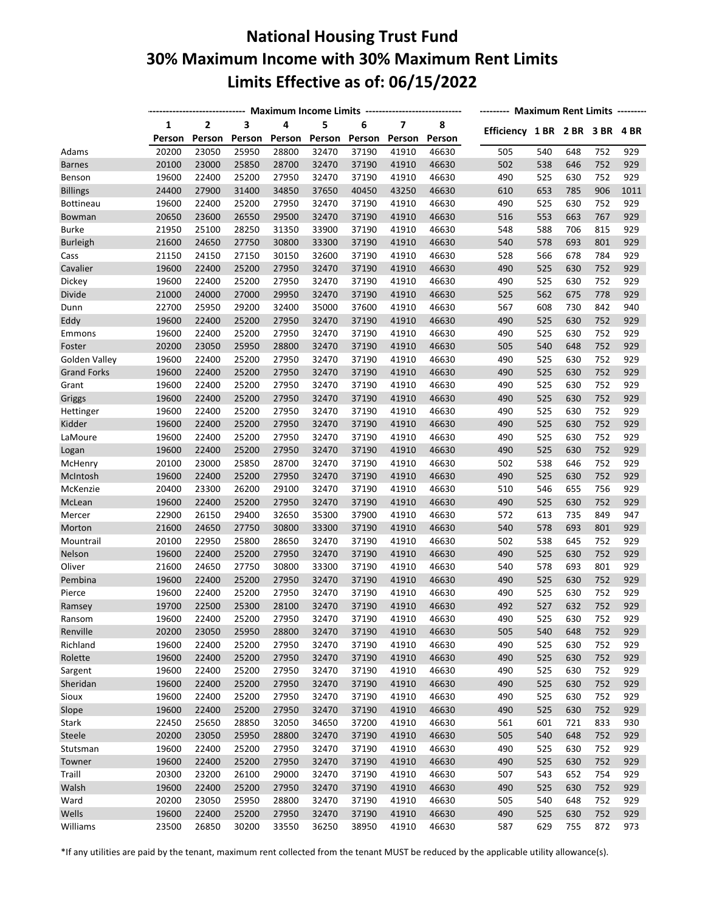# National Housing Trust Fund
# 30% Maximum Income with 30% Maximum Rent Limits
# Limits Effective as of: 06/15/2022

| | Maximum Income Limits | | | | | | | | Maximum Rent Limits | | | | |
|---|---|---|---|---|---|---|---|---|---|---|---|---|---|
| | 1 Person | 2 Person | 3 Person | 4 Person | 5 Person | 6 Person | 7 Person | 8 Person | Efficiency | 1 BR | 2 BR | 3 BR | 4 BR |
| Adams | 20200 | 23050 | 25950 | 28800 | 32470 | 37190 | 41910 | 46630 | 505 | 540 | 648 | 752 | 929 |
| Barnes | 20100 | 23000 | 25850 | 28700 | 32470 | 37190 | 41910 | 46630 | 502 | 538 | 646 | 752 | 929 |
| Benson | 19600 | 22400 | 25200 | 27950 | 32470 | 37190 | 41910 | 46630 | 490 | 525 | 630 | 752 | 929 |
| Billings | 24400 | 27900 | 31400 | 34850 | 37650 | 40450 | 43250 | 46630 | 610 | 653 | 785 | 906 | 1011 |
| Bottineau | 19600 | 22400 | 25200 | 27950 | 32470 | 37190 | 41910 | 46630 | 490 | 525 | 630 | 752 | 929 |
| Bowman | 20650 | 23600 | 26550 | 29500 | 32470 | 37190 | 41910 | 46630 | 516 | 553 | 663 | 767 | 929 |
| Burke | 21950 | 25100 | 28250 | 31350 | 33900 | 37190 | 41910 | 46630 | 548 | 588 | 706 | 815 | 929 |
| Burleigh | 21600 | 24650 | 27750 | 30800 | 33300 | 37190 | 41910 | 46630 | 540 | 578 | 693 | 801 | 929 |
| Cass | 21150 | 24150 | 27150 | 30150 | 32600 | 37190 | 41910 | 46630 | 528 | 566 | 678 | 784 | 929 |
| Cavalier | 19600 | 22400 | 25200 | 27950 | 32470 | 37190 | 41910 | 46630 | 490 | 525 | 630 | 752 | 929 |
| Dickey | 19600 | 22400 | 25200 | 27950 | 32470 | 37190 | 41910 | 46630 | 490 | 525 | 630 | 752 | 929 |
| Divide | 21000 | 24000 | 27000 | 29950 | 32470 | 37190 | 41910 | 46630 | 525 | 562 | 675 | 778 | 929 |
| Dunn | 22700 | 25950 | 29200 | 32400 | 35000 | 37600 | 41910 | 46630 | 567 | 608 | 730 | 842 | 940 |
| Eddy | 19600 | 22400 | 25200 | 27950 | 32470 | 37190 | 41910 | 46630 | 490 | 525 | 630 | 752 | 929 |
| Emmons | 19600 | 22400 | 25200 | 27950 | 32470 | 37190 | 41910 | 46630 | 490 | 525 | 630 | 752 | 929 |
| Foster | 20200 | 23050 | 25950 | 28800 | 32470 | 37190 | 41910 | 46630 | 505 | 540 | 648 | 752 | 929 |
| Golden Valley | 19600 | 22400 | 25200 | 27950 | 32470 | 37190 | 41910 | 46630 | 490 | 525 | 630 | 752 | 929 |
| Grand Forks | 19600 | 22400 | 25200 | 27950 | 32470 | 37190 | 41910 | 46630 | 490 | 525 | 630 | 752 | 929 |
| Grant | 19600 | 22400 | 25200 | 27950 | 32470 | 37190 | 41910 | 46630 | 490 | 525 | 630 | 752 | 929 |
| Griggs | 19600 | 22400 | 25200 | 27950 | 32470 | 37190 | 41910 | 46630 | 490 | 525 | 630 | 752 | 929 |
| Hettinger | 19600 | 22400 | 25200 | 27950 | 32470 | 37190 | 41910 | 46630 | 490 | 525 | 630 | 752 | 929 |
| Kidder | 19600 | 22400 | 25200 | 27950 | 32470 | 37190 | 41910 | 46630 | 490 | 525 | 630 | 752 | 929 |
| LaMoure | 19600 | 22400 | 25200 | 27950 | 32470 | 37190 | 41910 | 46630 | 490 | 525 | 630 | 752 | 929 |
| Logan | 19600 | 22400 | 25200 | 27950 | 32470 | 37190 | 41910 | 46630 | 490 | 525 | 630 | 752 | 929 |
| McHenry | 20100 | 23000 | 25850 | 28700 | 32470 | 37190 | 41910 | 46630 | 502 | 538 | 646 | 752 | 929 |
| McIntosh | 19600 | 22400 | 25200 | 27950 | 32470 | 37190 | 41910 | 46630 | 490 | 525 | 630 | 752 | 929 |
| McKenzie | 20400 | 23300 | 26200 | 29100 | 32470 | 37190 | 41910 | 46630 | 510 | 546 | 655 | 756 | 929 |
| McLean | 19600 | 22400 | 25200 | 27950 | 32470 | 37190 | 41910 | 46630 | 490 | 525 | 630 | 752 | 929 |
| Mercer | 22900 | 26150 | 29400 | 32650 | 35300 | 37900 | 41910 | 46630 | 572 | 613 | 735 | 849 | 947 |
| Morton | 21600 | 24650 | 27750 | 30800 | 33300 | 37190 | 41910 | 46630 | 540 | 578 | 693 | 801 | 929 |
| Mountrail | 20100 | 22950 | 25800 | 28650 | 32470 | 37190 | 41910 | 46630 | 502 | 538 | 645 | 752 | 929 |
| Nelson | 19600 | 22400 | 25200 | 27950 | 32470 | 37190 | 41910 | 46630 | 490 | 525 | 630 | 752 | 929 |
| Oliver | 21600 | 24650 | 27750 | 30800 | 33300 | 37190 | 41910 | 46630 | 540 | 578 | 693 | 801 | 929 |
| Pembina | 19600 | 22400 | 25200 | 27950 | 32470 | 37190 | 41910 | 46630 | 490 | 525 | 630 | 752 | 929 |
| Pierce | 19600 | 22400 | 25200 | 27950 | 32470 | 37190 | 41910 | 46630 | 490 | 525 | 630 | 752 | 929 |
| Ramsey | 19700 | 22500 | 25300 | 28100 | 32470 | 37190 | 41910 | 46630 | 492 | 527 | 632 | 752 | 929 |
| Ransom | 19600 | 22400 | 25200 | 27950 | 32470 | 37190 | 41910 | 46630 | 490 | 525 | 630 | 752 | 929 |
| Renville | 20200 | 23050 | 25950 | 28800 | 32470 | 37190 | 41910 | 46630 | 505 | 540 | 648 | 752 | 929 |
| Richland | 19600 | 22400 | 25200 | 27950 | 32470 | 37190 | 41910 | 46630 | 490 | 525 | 630 | 752 | 929 |
| Rolette | 19600 | 22400 | 25200 | 27950 | 32470 | 37190 | 41910 | 46630 | 490 | 525 | 630 | 752 | 929 |
| Sargent | 19600 | 22400 | 25200 | 27950 | 32470 | 37190 | 41910 | 46630 | 490 | 525 | 630 | 752 | 929 |
| Sheridan | 19600 | 22400 | 25200 | 27950 | 32470 | 37190 | 41910 | 46630 | 490 | 525 | 630 | 752 | 929 |
| Sioux | 19600 | 22400 | 25200 | 27950 | 32470 | 37190 | 41910 | 46630 | 490 | 525 | 630 | 752 | 929 |
| Slope | 19600 | 22400 | 25200 | 27950 | 32470 | 37190 | 41910 | 46630 | 490 | 525 | 630 | 752 | 929 |
| Stark | 22450 | 25650 | 28850 | 32050 | 34650 | 37200 | 41910 | 46630 | 561 | 601 | 721 | 833 | 930 |
| Steele | 20200 | 23050 | 25950 | 28800 | 32470 | 37190 | 41910 | 46630 | 505 | 540 | 648 | 752 | 929 |
| Stutsman | 19600 | 22400 | 25200 | 27950 | 32470 | 37190 | 41910 | 46630 | 490 | 525 | 630 | 752 | 929 |
| Towner | 19600 | 22400 | 25200 | 27950 | 32470 | 37190 | 41910 | 46630 | 490 | 525 | 630 | 752 | 929 |
| Traill | 20300 | 23200 | 26100 | 29000 | 32470 | 37190 | 41910 | 46630 | 507 | 543 | 652 | 754 | 929 |
| Walsh | 19600 | 22400 | 25200 | 27950 | 32470 | 37190 | 41910 | 46630 | 490 | 525 | 630 | 752 | 929 |
| Ward | 20200 | 23050 | 25950 | 28800 | 32470 | 37190 | 41910 | 46630 | 505 | 540 | 648 | 752 | 929 |
| Wells | 19600 | 22400 | 25200 | 27950 | 32470 | 37190 | 41910 | 46630 | 490 | 525 | 630 | 752 | 929 |
| Williams | 23500 | 26850 | 30200 | 33550 | 36250 | 38950 | 41910 | 46630 | 587 | 629 | 755 | 872 | 973 |

*If any utilities are paid by the tenant, maximum rent collected from the tenant MUST be reduced by the applicable utility allowance(s).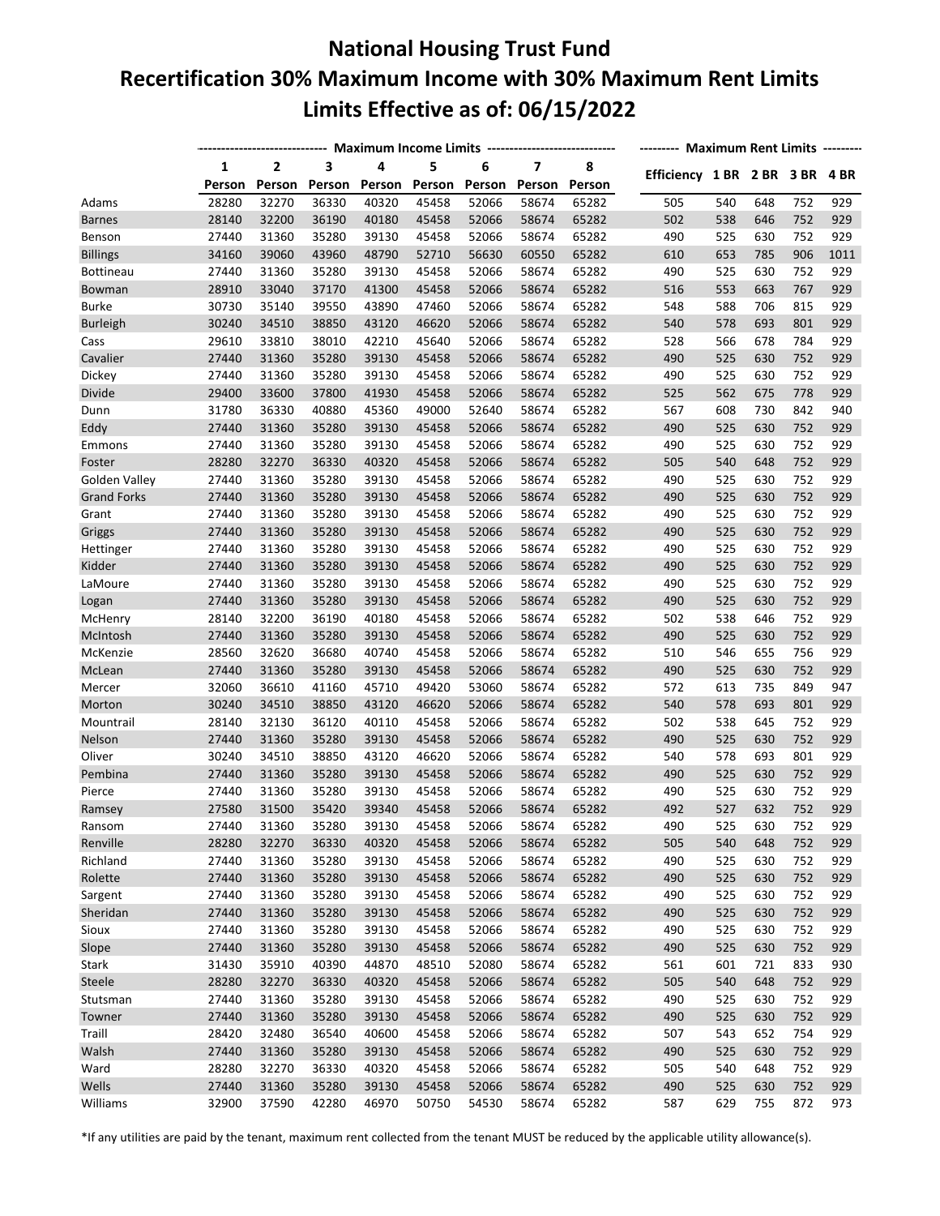# National Housing Trust Fund
# Recertification 30% Maximum Income with 30% Maximum Rent Limits
# Limits Effective as of: 06/15/2022

| | Maximum Income Limits | | | | | | | | Maximum Rent Limits | | | | |
|---|---|---|---|---|---|---|---|---|---|---|---|---|---|
| | 1 Person | 2 Person | 3 Person | 4 Person | 5 Person | 6 Person | 7 Person | 8 Person | Efficiency | 1 BR | 2 BR | 3 BR | 4 BR |
| Adams | 28280 | 32270 | 36330 | 40320 | 45458 | 52066 | 58674 | 65282 | 505 | 540 | 648 | 752 | 929 |
| Barnes | 28140 | 32200 | 36190 | 40180 | 45458 | 52066 | 58674 | 65282 | 502 | 538 | 646 | 752 | 929 |
| Benson | 27440 | 31360 | 35280 | 39130 | 45458 | 52066 | 58674 | 65282 | 490 | 525 | 630 | 752 | 929 |
| Billings | 34160 | 39060 | 43960 | 48790 | 52710 | 56630 | 60550 | 65282 | 610 | 653 | 785 | 906 | 1011 |
| Bottineau | 27440 | 31360 | 35280 | 39130 | 45458 | 52066 | 58674 | 65282 | 490 | 525 | 630 | 752 | 929 |
| Bowman | 28910 | 33040 | 37170 | 41300 | 45458 | 52066 | 58674 | 65282 | 516 | 553 | 663 | 767 | 929 |
| Burke | 30730 | 35140 | 39550 | 43890 | 47460 | 52066 | 58674 | 65282 | 548 | 588 | 706 | 815 | 929 |
| Burleigh | 30240 | 34510 | 38850 | 43120 | 46620 | 52066 | 58674 | 65282 | 540 | 578 | 693 | 801 | 929 |
| Cass | 29610 | 33810 | 38010 | 42210 | 45640 | 52066 | 58674 | 65282 | 528 | 566 | 678 | 784 | 929 |
| Cavalier | 27440 | 31360 | 35280 | 39130 | 45458 | 52066 | 58674 | 65282 | 490 | 525 | 630 | 752 | 929 |
| Dickey | 27440 | 31360 | 35280 | 39130 | 45458 | 52066 | 58674 | 65282 | 490 | 525 | 630 | 752 | 929 |
| Divide | 29400 | 33600 | 37800 | 41930 | 45458 | 52066 | 58674 | 65282 | 525 | 562 | 675 | 778 | 929 |
| Dunn | 31780 | 36330 | 40880 | 45360 | 49000 | 52640 | 58674 | 65282 | 567 | 608 | 730 | 842 | 940 |
| Eddy | 27440 | 31360 | 35280 | 39130 | 45458 | 52066 | 58674 | 65282 | 490 | 525 | 630 | 752 | 929 |
| Emmons | 27440 | 31360 | 35280 | 39130 | 45458 | 52066 | 58674 | 65282 | 490 | 525 | 630 | 752 | 929 |
| Foster | 28280 | 32270 | 36330 | 40320 | 45458 | 52066 | 58674 | 65282 | 505 | 540 | 648 | 752 | 929 |
| Golden Valley | 27440 | 31360 | 35280 | 39130 | 45458 | 52066 | 58674 | 65282 | 490 | 525 | 630 | 752 | 929 |
| Grand Forks | 27440 | 31360 | 35280 | 39130 | 45458 | 52066 | 58674 | 65282 | 490 | 525 | 630 | 752 | 929 |
| Grant | 27440 | 31360 | 35280 | 39130 | 45458 | 52066 | 58674 | 65282 | 490 | 525 | 630 | 752 | 929 |
| Griggs | 27440 | 31360 | 35280 | 39130 | 45458 | 52066 | 58674 | 65282 | 490 | 525 | 630 | 752 | 929 |
| Hettinger | 27440 | 31360 | 35280 | 39130 | 45458 | 52066 | 58674 | 65282 | 490 | 525 | 630 | 752 | 929 |
| Kidder | 27440 | 31360 | 35280 | 39130 | 45458 | 52066 | 58674 | 65282 | 490 | 525 | 630 | 752 | 929 |
| LaMoure | 27440 | 31360 | 35280 | 39130 | 45458 | 52066 | 58674 | 65282 | 490 | 525 | 630 | 752 | 929 |
| Logan | 27440 | 31360 | 35280 | 39130 | 45458 | 52066 | 58674 | 65282 | 490 | 525 | 630 | 752 | 929 |
| McHenry | 28140 | 32200 | 36190 | 40180 | 45458 | 52066 | 58674 | 65282 | 502 | 538 | 646 | 752 | 929 |
| McIntosh | 27440 | 31360 | 35280 | 39130 | 45458 | 52066 | 58674 | 65282 | 490 | 525 | 630 | 752 | 929 |
| McKenzie | 28560 | 32620 | 36680 | 40740 | 45458 | 52066 | 58674 | 65282 | 510 | 546 | 655 | 756 | 929 |
| McLean | 27440 | 31360 | 35280 | 39130 | 45458 | 52066 | 58674 | 65282 | 490 | 525 | 630 | 752 | 929 |
| Mercer | 32060 | 36610 | 41160 | 45710 | 49420 | 53060 | 58674 | 65282 | 572 | 613 | 735 | 849 | 947 |
| Morton | 30240 | 34510 | 38850 | 43120 | 46620 | 52066 | 58674 | 65282 | 540 | 578 | 693 | 801 | 929 |
| Mountrail | 28140 | 32130 | 36120 | 40110 | 45458 | 52066 | 58674 | 65282 | 502 | 538 | 645 | 752 | 929 |
| Nelson | 27440 | 31360 | 35280 | 39130 | 45458 | 52066 | 58674 | 65282 | 490 | 525 | 630 | 752 | 929 |
| Oliver | 30240 | 34510 | 38850 | 43120 | 46620 | 52066 | 58674 | 65282 | 540 | 578 | 693 | 801 | 929 |
| Pembina | 27440 | 31360 | 35280 | 39130 | 45458 | 52066 | 58674 | 65282 | 490 | 525 | 630 | 752 | 929 |
| Pierce | 27440 | 31360 | 35280 | 39130 | 45458 | 52066 | 58674 | 65282 | 490 | 525 | 630 | 752 | 929 |
| Ramsey | 27580 | 31500 | 35420 | 39340 | 45458 | 52066 | 58674 | 65282 | 492 | 527 | 632 | 752 | 929 |
| Ransom | 27440 | 31360 | 35280 | 39130 | 45458 | 52066 | 58674 | 65282 | 490 | 525 | 630 | 752 | 929 |
| Renville | 28280 | 32270 | 36330 | 40320 | 45458 | 52066 | 58674 | 65282 | 505 | 540 | 648 | 752 | 929 |
| Richland | 27440 | 31360 | 35280 | 39130 | 45458 | 52066 | 58674 | 65282 | 490 | 525 | 630 | 752 | 929 |
| Rolette | 27440 | 31360 | 35280 | 39130 | 45458 | 52066 | 58674 | 65282 | 490 | 525 | 630 | 752 | 929 |
| Sargent | 27440 | 31360 | 35280 | 39130 | 45458 | 52066 | 58674 | 65282 | 490 | 525 | 630 | 752 | 929 |
| Sheridan | 27440 | 31360 | 35280 | 39130 | 45458 | 52066 | 58674 | 65282 | 490 | 525 | 630 | 752 | 929 |
| Sioux | 27440 | 31360 | 35280 | 39130 | 45458 | 52066 | 58674 | 65282 | 490 | 525 | 630 | 752 | 929 |
| Slope | 27440 | 31360 | 35280 | 39130 | 45458 | 52066 | 58674 | 65282 | 490 | 525 | 630 | 752 | 929 |
| Stark | 31430 | 35910 | 40390 | 44870 | 48510 | 52080 | 58674 | 65282 | 561 | 601 | 721 | 833 | 930 |
| Steele | 28280 | 32270 | 36330 | 40320 | 45458 | 52066 | 58674 | 65282 | 505 | 540 | 648 | 752 | 929 |
| Stutsman | 27440 | 31360 | 35280 | 39130 | 45458 | 52066 | 58674 | 65282 | 490 | 525 | 630 | 752 | 929 |
| Towner | 27440 | 31360 | 35280 | 39130 | 45458 | 52066 | 58674 | 65282 | 490 | 525 | 630 | 752 | 929 |
| Traill | 28420 | 32480 | 36540 | 40600 | 45458 | 52066 | 58674 | 65282 | 507 | 543 | 652 | 754 | 929 |
| Walsh | 27440 | 31360 | 35280 | 39130 | 45458 | 52066 | 58674 | 65282 | 490 | 525 | 630 | 752 | 929 |
| Ward | 28280 | 32270 | 36330 | 40320 | 45458 | 52066 | 58674 | 65282 | 505 | 540 | 648 | 752 | 929 |
| Wells | 27440 | 31360 | 35280 | 39130 | 45458 | 52066 | 58674 | 65282 | 490 | 525 | 630 | 752 | 929 |
| Williams | 32900 | 37590 | 42280 | 46970 | 50750 | 54530 | 58674 | 65282 | 587 | 629 | 755 | 872 | 973 |

*If any utilities are paid by the tenant, maximum rent collected from the tenant MUST be reduced by the applicable utility allowance(s).